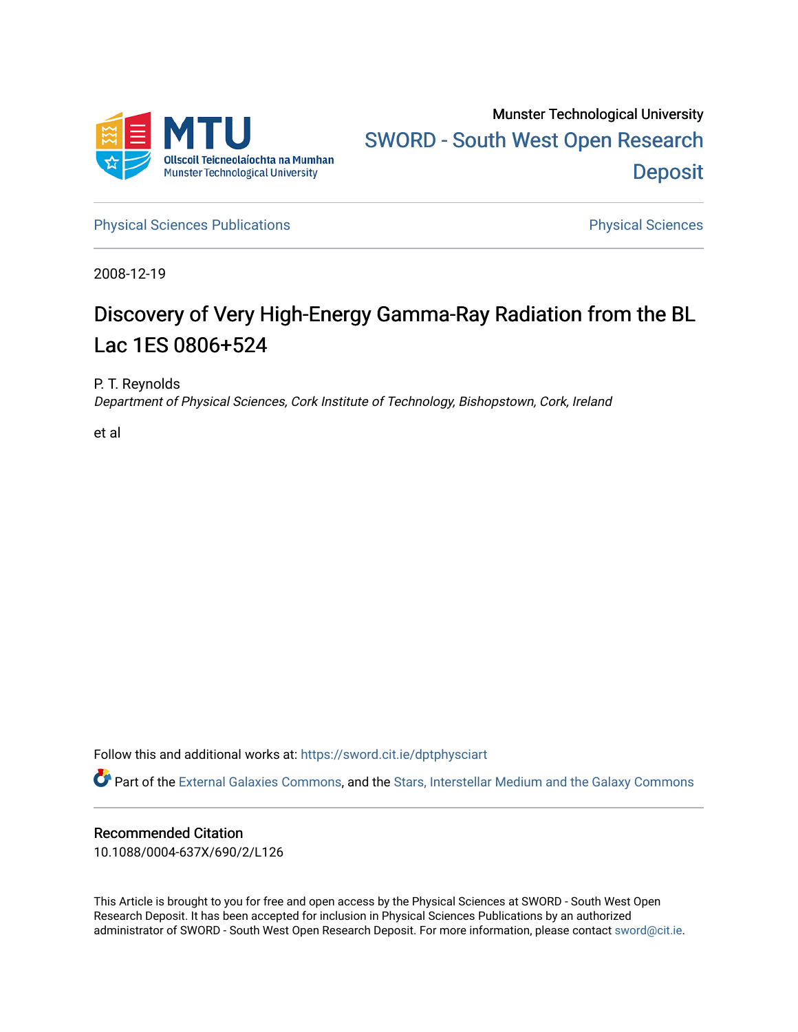Munster Technological University

SWORD - South West Open Research Deposit

Physical Sciences Publications

Physical Sciences

2008-12-19

# Discovery of Very High-Energy Gamma-Ray Radiation from the BL Lac 1ES 0806+524

P. T. Reynolds

*Department of Physical Sciences, Cork Institute of Technology, Bishopstown, Cork, Ireland*

et al

Follow this and additional works at: https://sword.cit.ie/dptphysciart

Part of the External Galaxies Commons, and the Stars, Interstellar Medium and the Galaxy Commons

## Recommended Citation

10.1088/0004-637X/690/2/L126

This Article is brought to you for free and open access by the Physical Sciences at SWORD - South West Open Research Deposit. It has been accepted for inclusion in Physical Sciences Publications by an authorized administrator of SWORD - South West Open Research Deposit. For more information, please contact sword@cit.ie.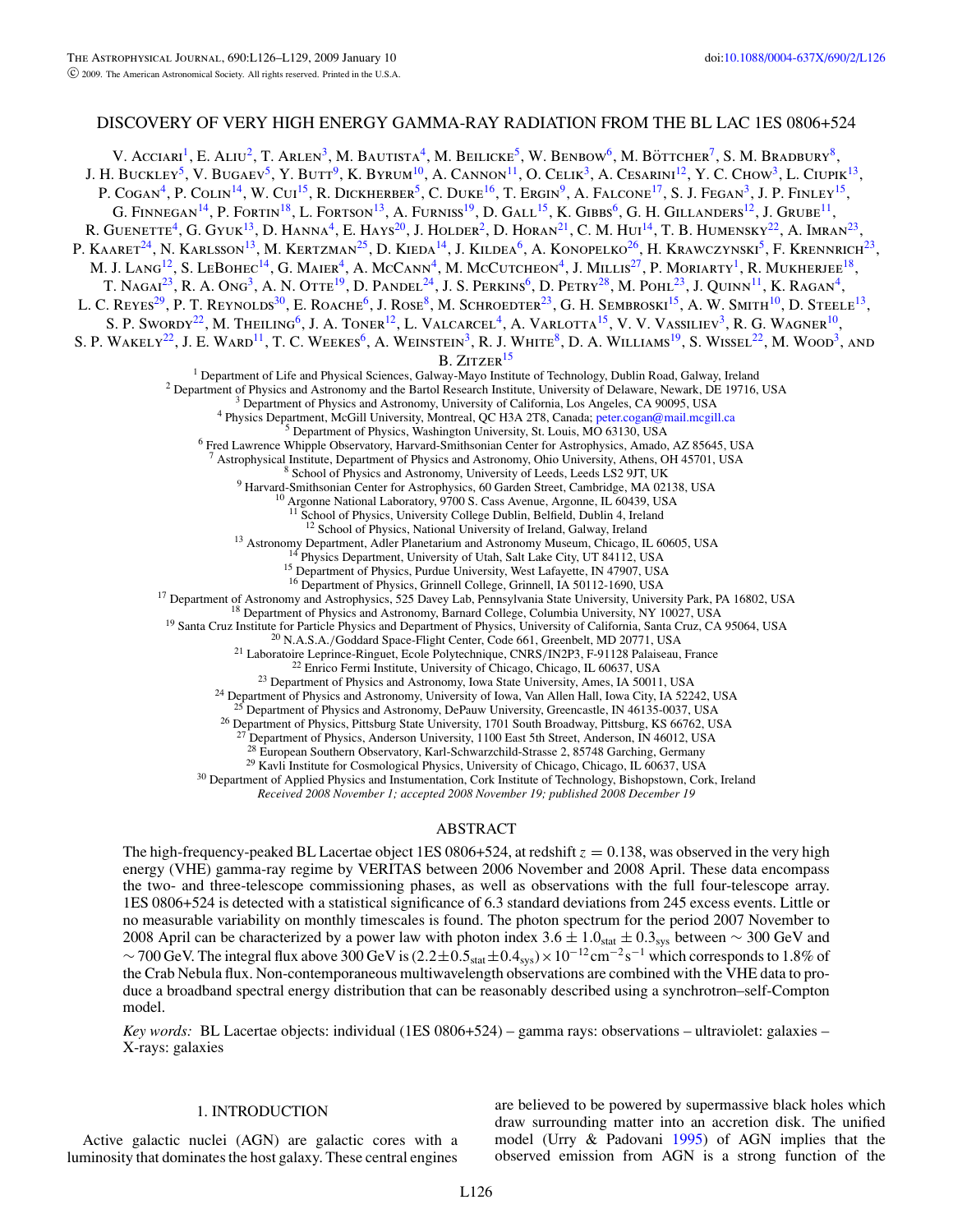# DISCOVERY OF VERY HIGH ENERGY GAMMA-RAY RADIATION FROM THE BL LAC 1ES 0806+524

V. Acciari[1], E. Aliu[2], T. Arlen[3], M. Bautista[4], M. Beilicke[5], W. Benbow[6], M. Böttcher[7], S. M. Bradbury[8], J. H. Buckley[5], V. Bugaev[5], Y. Butt[9], K. Byrum[10], A. Cannon[11], O. Celik[3], A. Cesarini[12], Y. C. Chow[3], L. Ciupik[13], P. Cogan[4], P. Colin[14], W. Cui[15], R. Dickherber[5], C. Duke[16], T. Ergin[9], A. Falcone[17], S. J. Fegan[3], J. P. Finley[15], G. Finnegan[14], P. Fortin[18], L. Fortson[13], A. Furniss[19], D. Gall[15], K. Gibbs[6], G. H. Gillanders[12], J. Grube[11], R. Guenette[4], G. Gyuk[13], D. Hanna[4], E. Hays[20], J. Holder[2], D. Horan[21], C. M. Hui[14], T. B. Humensky[22], A. Imran[23], P. Kaaret[24], N. Karlsson[13], M. Kertzman[25], D. Kieda[14], J. Kildea[6], A. Konopelko[26], H. Krawczynski[5], F. Krennrich[23], M. J. Lang[12], S. LeBohec[14], G. Maier[4], A. McCann[4], M. McCutcheon[4], J. Millis[27], P. Moriarty[1], R. Mukherjee[18], T. Nagai[23], R. A. Ong[3], A. N. Otte[19], D. Pandel[24], J. S. Perkins[6], D. Petry[28], M. Pohl[23], J. Quinn[11], K. Ragan[4], L. C. Reyes[29], P. T. Reynolds[30], E. Roache[6], J. Rose[8], M. Schroedter[23], G. H. Sembroski[15], A. W. Smith[10], D. Steele[13], S. P. Swordy[22], M. Theiling[6], J. A. Toner[12], L. Valcarcel[4], A. Varlotta[15], V. V. Vassiliev[3], R. G. Wagner[10], S. P. Wakely[22], J. E. Ward[11], T. C. Weekes[6], A. Weinstein[3], R. J. White[8], D. A. Williams[19], S. Wissel[22], M. Wood[3], and B. Zitzer[15]

[1] Department of Life and Physical Sciences, Galway-Mayo Institute of Technology, Dublin Road, Galway, Ireland
[2] Department of Physics and Astronomy and the Bartol Research Institute, University of Delaware, Newark, DE 19716, USA
[3] Department of Physics and Astronomy, University of California, Los Angeles, CA 90095, USA
[4] Physics Department, McGill University, Montreal, QC H3A 2T8, Canada; peter.cogan@mail.mcgill.ca
[5] Department of Physics, Washington University, St. Louis, MO 63130, USA
[6] Fred Lawrence Whipple Observatory, Harvard-Smithsonian Center for Astrophysics, Amado, AZ 85645, USA
[7] Astrophysical Institute, Department of Physics and Astronomy, Ohio University, Athens, OH 45701, USA
[8] School of Physics and Astronomy, University of Leeds, Leeds LS2 9JT, UK
[9] Harvard-Smithsonian Center for Astrophysics, 60 Garden Street, Cambridge, MA 02138, USA
[10] Argonne National Laboratory, 9700 S. Cass Avenue, Argonne, IL 60439, USA
[11] School of Physics, University College Dublin, Belfield, Dublin 4, Ireland
[12] School of Physics, National University of Ireland, Galway, Ireland
[13] Astronomy Department, Adler Planetarium and Astronomy Museum, Chicago, IL 60605, USA
[14] Physics Department, University of Utah, Salt Lake City, UT 84112, USA
[15] Department of Physics, Purdue University, West Lafayette, IN 47907, USA
[16] Department of Physics, Grinnell College, Grinnell, IA 50112-1690, USA
[17] Department of Astronomy and Astrophysics, 525 Davey Lab, Pennsylvania State University, University Park, PA 16802, USA
[18] Department of Physics and Astronomy, Barnard College, Columbia University, NY 10027, USA
[19] Santa Cruz Institute for Particle Physics and Department of Physics, University of California, Santa Cruz, CA 95064, USA
[20] N.A.S.A./Goddard Space-Flight Center, Code 661, Greenbelt, MD 20771, USA
[21] Laboratoire Leprince-Ringuet, Ecole Polytechnique, CNRS/IN2P3, F-91128 Palaiseau, France
[22] Enrico Fermi Institute, University of Chicago, Chicago, IL 60637, USA
[23] Department of Physics and Astronomy, Iowa State University, Ames, IA 50011, USA
[24] Department of Physics and Astronomy, University of Iowa, Van Allen Hall, Iowa City, IA 52242, USA
[25] Department of Physics and Astronomy, DePauw University, Greencastle, IN 46135-0037, USA
[26] Department of Physics, Pittsburg State University, 1701 South Broadway, Pittsburg, KS 66762, USA
[27] Department of Physics, Anderson University, 1100 East 5th Street, Anderson, IN 46012, USA
[28] European Southern Observatory, Karl-Schwarzchild-Strasse 2, 85748 Garching, Germany
[29] Kavli Institute for Cosmological Physics, University of Chicago, Chicago, IL 60637, USA
[30] Department of Applied Physics and Instumentation, Cork Institute of Technology, Bishopstown, Cork, Ireland

*Received 2008 November 1; accepted 2008 November 19; published 2008 December 19*

## ABSTRACT

The high-frequency-peaked BL Lacertae object 1ES 0806+524, at redshift $z = 0.138$, was observed in the very high energy (VHE) gamma-ray regime by VERITAS between 2006 November and 2008 April. These data encompass the two- and three-telescope commissioning phases, as well as observations with the full four-telescope array. 1ES 0806+524 is detected with a statistical significance of 6.3 standard deviations from 245 excess events. Little or no measurable variability on monthly timescales is found. The photon spectrum for the period 2007 November to 2008 April can be characterized by a power law with photon index $3.6 \pm 1.0_{\rm stat} \pm 0.3_{\rm sys}$ between $\sim 300$ GeV and $\sim 700$ GeV. The integral flux above 300 GeV is $(2.2 \pm 0.5_{\rm stat} \pm 0.4_{\rm sys}) \times 10^{-12}\,{\rm cm}^{-2}\,{\rm s}^{-1}$ which corresponds to 1.8% of the Crab Nebula flux. Non-contemporaneous multiwavelength observations are combined with the VHE data to produce a broadband spectral energy distribution that can be reasonably described using a synchrotron–self-Compton model.

*Key words:* BL Lacertae objects: individual (1ES 0806+524) – gamma rays: observations – ultraviolet: galaxies – X-rays: galaxies

## 1. INTRODUCTION

Active galactic nuclei (AGN) are galactic cores with a luminosity that dominates the host galaxy. These central engines are believed to be powered by supermassive black holes which draw surrounding matter into an accretion disk. The unified model (Urry & Padovani 1995) of AGN implies that the observed emission from AGN is a strong function of the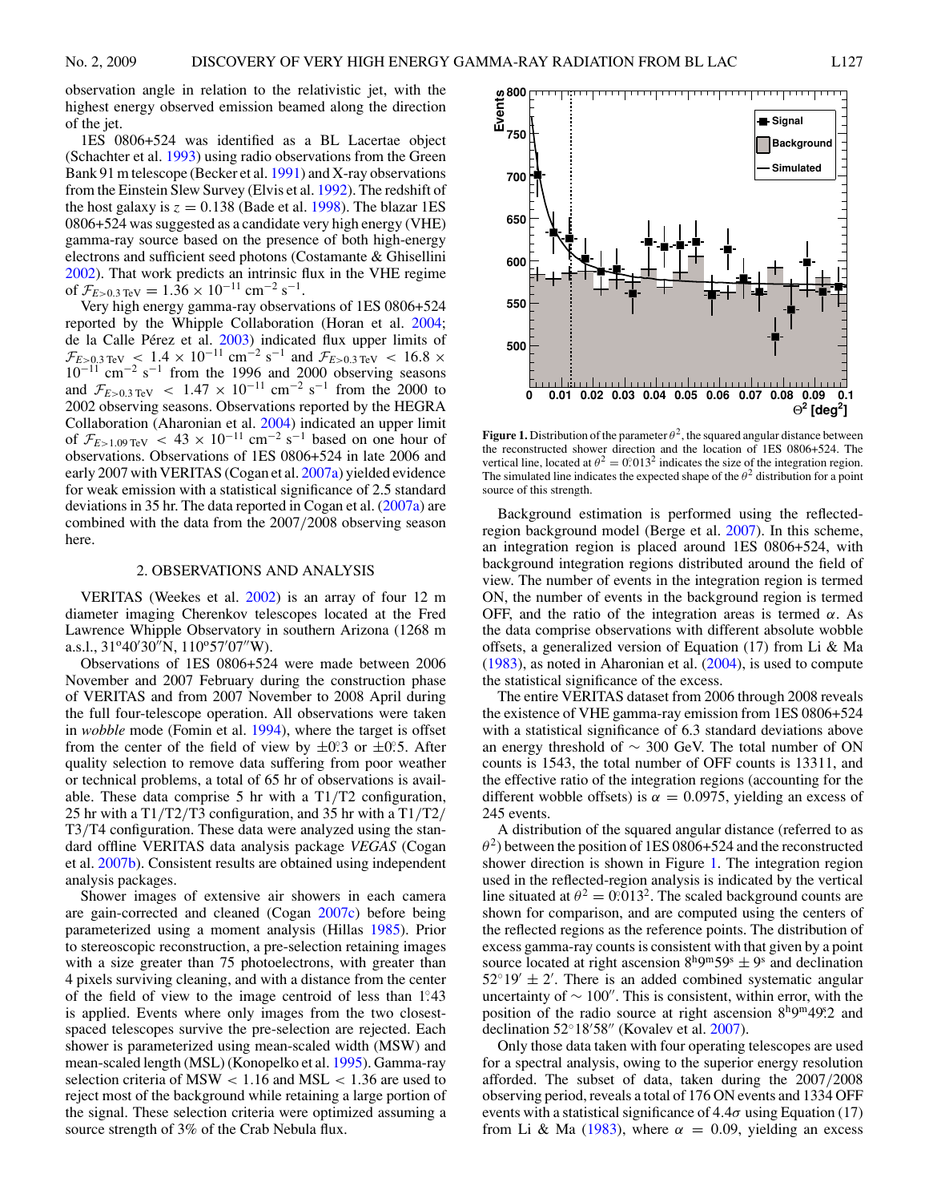observation angle in relation to the relativistic jet, with the highest energy observed emission beamed along the direction of the jet.

1ES 0806+524 was identified as a BL Lacertae object (Schachter et al. 1993) using radio observations from the Green Bank 91 m telescope (Becker et al. 1991) and X-ray observations from the Einstein Slew Survey (Elvis et al. 1992). The redshift of the host galaxy is $z = 0.138$ (Bade et al. 1998). The blazar 1ES 0806+524 was suggested as a candidate very high energy (VHE) gamma-ray source based on the presence of both high-energy electrons and sufficient seed photons (Costamante & Ghisellini 2002). That work predicts an intrinsic flux in the VHE regime of $\mathcal{F}_{E>0.3\,\mathrm{TeV}} = 1.36 \times 10^{-11}\ \mathrm{cm^{-2}\ s^{-1}}$.

Very high energy gamma-ray observations of 1ES 0806+524 reported by the Whipple Collaboration (Horan et al. 2004; de la Calle Pérez et al. 2003) indicated flux upper limits of $\mathcal{F}_{E>0.3\,\mathrm{TeV}} < 1.4 \times 10^{-11}\ \mathrm{cm^{-2}\ s^{-1}}$ and $\mathcal{F}_{E>0.3\,\mathrm{TeV}} < 16.8 \times 10^{-11}\ \mathrm{cm^{-2}\ s^{-1}}$ from the 1996 and 2000 observing seasons and $\mathcal{F}_{E>0.3\,\mathrm{TeV}} < 1.47 \times 10^{-11}\ \mathrm{cm^{-2}\ s^{-1}}$ from the 2000 to 2002 observing seasons. Observations reported by the HEGRA Collaboration (Aharonian et al. 2004) indicated an upper limit of $\mathcal{F}_{E>1.09\,\mathrm{TeV}} < 43 \times 10^{-11}\ \mathrm{cm^{-2}\ s^{-1}}$ based on one hour of observations. Observations of 1ES 0806+524 in late 2006 and early 2007 with VERITAS (Cogan et al. 2007a) yielded evidence for weak emission with a statistical significance of 2.5 standard deviations in 35 hr. The data reported in Cogan et al. (2007a) are combined with the data from the 2007/2008 observing season here.

## 2. OBSERVATIONS AND ANALYSIS

VERITAS (Weekes et al. 2002) is an array of four 12 m diameter imaging Cherenkov telescopes located at the Fred Lawrence Whipple Observatory in southern Arizona (1268 m a.s.l., 31º40′30″N, 110º57′07″W).

Observations of 1ES 0806+524 were made between 2006 November and 2007 February during the construction phase of VERITAS and from 2007 November to 2008 April during the full four-telescope operation. All observations were taken in *wobble* mode (Fomin et al. 1994), where the target is offset from the center of the field of view by $\pm 0\overset{\circ}{.}3$ or $\pm 0\overset{\circ}{.}5$. After quality selection to remove data suffering from poor weather or technical problems, a total of 65 hr of observations is available. These data comprise 5 hr with a T1/T2 configuration, 25 hr with a T1/T2/T3 configuration, and 35 hr with a T1/T2/T3/T4 configuration. These data were analyzed using the standard offline VERITAS data analysis package *VEGAS* (Cogan et al. 2007b). Consistent results are obtained using independent analysis packages.

Shower images of extensive air showers in each camera are gain-corrected and cleaned (Cogan 2007c) before being parameterized using a moment analysis (Hillas 1985). Prior to stereoscopic reconstruction, a pre-selection retaining images with a size greater than 75 photoelectrons, with greater than 4 pixels surviving cleaning, and with a distance from the center of the field of view to the image centroid of less than $1\overset{\circ}{.}43$ is applied. Events where only images from the two closest-spaced telescopes survive the pre-selection are rejected. Each shower is parameterized using mean-scaled width (MSW) and mean-scaled length (MSL) (Konopelko et al. 1995). Gamma-ray selection criteria of MSW < 1.16 and MSL < 1.36 are used to reject most of the background while retaining a large portion of the signal. These selection criteria were optimized assuming a source strength of 3% of the Crab Nebula flux.

**Figure 1.** Distribution of the parameter $\theta^2$, the squared angular distance between the reconstructed shower direction and the location of 1ES 0806+524. The vertical line, located at $\theta^2 = 0\overset{\circ}{.}013^2$ indicates the size of the integration region. The simulated line indicates the expected shape of the $\theta^2$ distribution for a point source of this strength.

Background estimation is performed using the reflected-region background model (Berge et al. 2007). In this scheme, an integration region is placed around 1ES 0806+524, with background integration regions distributed around the field of view. The number of events in the integration region is termed ON, the number of events in the background region is termed OFF, and the ratio of the integration areas is termed $\alpha$. As the data comprise observations with different absolute wobble offsets, a generalized version of Equation (17) from Li & Ma (1983), as noted in Aharonian et al. (2004), is used to compute the statistical significance of the excess.

The entire VERITAS dataset from 2006 through 2008 reveals the existence of VHE gamma-ray emission from 1ES 0806+524 with a statistical significance of 6.3 standard deviations above an energy threshold of ~ 300 GeV. The total number of ON counts is 1543, the total number of OFF counts is 13311, and the effective ratio of the integration regions (accounting for the different wobble offsets) is $\alpha = 0.0975$, yielding an excess of 245 events.

A distribution of the squared angular distance (referred to as $\theta^2$) between the position of 1ES 0806+524 and the reconstructed shower direction is shown in Figure 1. The integration region used in the reflected-region analysis is indicated by the vertical line situated at $\theta^2 = 0\overset{\circ}{.}013^2$. The scaled background counts are shown for comparison, and are computed using the centers of the reflected regions as the reference points. The distribution of excess gamma-ray counts is consistent with that given by a point source located at right ascension $8^{\mathrm{h}}9^{\mathrm{m}}59^{\mathrm{s}} \pm 9^{\mathrm{s}}$ and declination $52^\circ19' \pm 2'$. There is an added combined systematic angular uncertainty of ~ 100″. This is consistent, within error, with the position of the radio source at right ascension $8^{\mathrm{h}}9^{\mathrm{m}}49\overset{\mathrm{s}}{.}2$ and declination $52^\circ18'58''$ (Kovalev et al. 2007).

Only those data taken with four operating telescopes are used for a spectral analysis, owing to the superior energy resolution afforded. The subset of data, taken during the 2007/2008 observing period, reveals a total of 176 ON events and 1334 OFF events with a statistical significance of $4.4\sigma$ using Equation (17) from Li & Ma (1983), where $\alpha = 0.09$, yielding an excess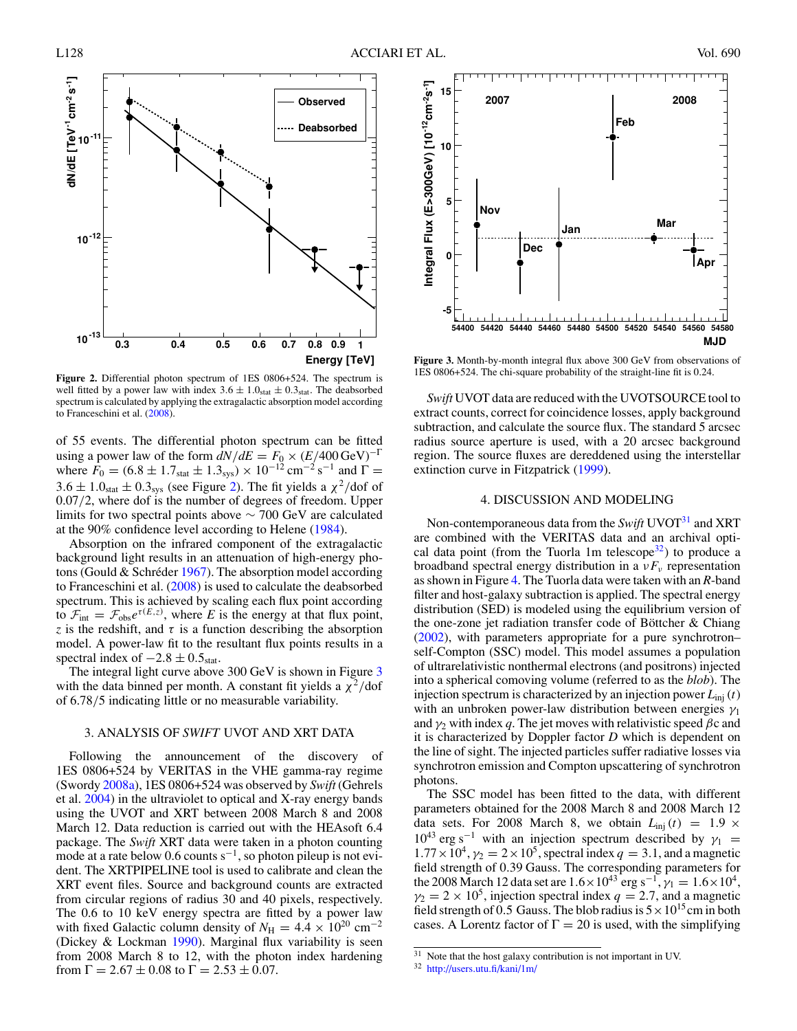**Figure 2.** Differential photon spectrum of 1ES 0806+524. The spectrum is well fitted by a power law with index $3.6 \pm 1.0_{\text{stat}} \pm 0.3_{\text{sys}}$. The deabsorbed spectrum is calculated by applying the extragalactic absorption model according to Franceschini et al. (2008).

**Figure 3.** Month-by-month integral flux above 300 GeV from observations of 1ES 0806+524. The chi-square probability of the straight-line fit is 0.24.

of 55 events. The differential photon spectrum can be fitted using a power law of the form $dN/dE = F_0 \times (E/400\,\text{GeV})^{-\Gamma}$ where $F_0 = (6.8 \pm 1.7_{\text{stat}} \pm 1.3_{\text{sys}}) \times 10^{-12}\,\text{cm}^{-2}\,\text{s}^{-1}$ and $\Gamma = 3.6 \pm 1.0_{\text{stat}} \pm 0.3_{\text{sys}}$ (see Figure 2). The fit yields a $\chi^2$/dof of 0.07/2, where dof is the number of degrees of freedom. Upper limits for two spectral points above $\sim 700$ GeV are calculated at the 90% confidence level according to Helene (1984).

Absorption on the infrared component of the extragalactic background light results in an attenuation of high-energy photons (Gould & Schréder 1967). The absorption model according to Franceschini et al. (2008) is used to calculate the deabsorbed spectrum. This is achieved by scaling each flux point according to $\mathcal{F}_{\text{int}} = \mathcal{F}_{\text{obs}} e^{\tau(E,z)}$, where $E$ is the energy at that flux point, $z$ is the redshift, and $\tau$ is a function describing the absorption model. A power-law fit to the resultant flux points results in a spectral index of $-2.8 \pm 0.5_{\text{stat}}$.

The integral light curve above 300 GeV is shown in Figure 3 with the data binned per month. A constant fit yields a $\chi^2$/dof of 6.78/5 indicating little or no measurable variability.

## 3. ANALYSIS OF *SWIFT* UVOT AND XRT DATA

Following the announcement of the discovery of 1ES 0806+524 by VERITAS in the VHE gamma-ray regime (Swordy 2008a), 1ES 0806+524 was observed by *Swift* (Gehrels et al. 2004) in the ultraviolet to optical and X-ray energy bands using the UVOT and XRT between 2008 March 8 and 2008 March 12. Data reduction is carried out with the HEAsoft 6.4 package. The *Swift* XRT data were taken in a photon counting mode at a rate below 0.6 counts $\text{s}^{-1}$, so photon pileup is not evident. The XRTPIPELINE tool is used to calibrate and clean the XRT event files. Source and background counts are extracted from circular regions of radius 30 and 40 pixels, respectively. The 0.6 to 10 keV energy spectra are fitted by a power law with fixed Galactic column density of $N_{\text{H}} = 4.4 \times 10^{20}\,\text{cm}^{-2}$ (Dickey & Lockman 1990). Marginal flux variability is seen from 2008 March 8 to 12, with the photon index hardening from $\Gamma = 2.67 \pm 0.08$ to $\Gamma = 2.53 \pm 0.07$.

*Swift* UVOT data are reduced with the UVOTSOURCE tool to extract counts, correct for coincidence losses, apply background subtraction, and calculate the source flux. The standard 5 arcsec radius source aperture is used, with a 20 arcsec background region. The source fluxes are dereddened using the interstellar extinction curve in Fitzpatrick (1999).

## 4. DISCUSSION AND MODELING

Non-contemporaneous data from the *Swift* UVOT[31] and XRT are combined with the VERITAS data and an archival optical data point (from the Tuorla 1m telescope[32]) to produce a broadband spectral energy distribution in a $\nu F_\nu$ representation as shown in Figure 4. The Tuorla data were taken with an *R*-band filter and host-galaxy subtraction is applied. The spectral energy distribution (SED) is modeled using the equilibrium version of the one-zone jet radiation transfer code of Böttcher & Chiang (2002), with parameters appropriate for a pure synchrotron–self-Compton (SSC) model. This model assumes a population of ultrarelativistic nonthermal electrons (and positrons) injected into a spherical comoving volume (referred to as the *blob*). The injection spectrum is characterized by an injection power $L_{\text{inj}}(t)$ with an unbroken power-law distribution between energies $\gamma_1$ and $\gamma_2$ with index $q$. The jet moves with relativistic speed $\beta c$ and it is characterized by Doppler factor $D$ which is dependent on the line of sight. The injected particles suffer radiative losses via synchrotron emission and Compton upscattering of synchrotron photons.

The SSC model has been fitted to the data, with different parameters obtained for the 2008 March 8 and 2008 March 12 data sets. For 2008 March 8, we obtain $L_{\text{inj}}(t) = 1.9 \times 10^{43}\,\text{erg s}^{-1}$ with an injection spectrum described by $\gamma_1 = 1.77 \times 10^4$, $\gamma_2 = 2 \times 10^5$, spectral index $q = 3.1$, and a magnetic field strength of 0.39 Gauss. The corresponding parameters for the 2008 March 12 data set are $1.6 \times 10^{43}\,\text{erg s}^{-1}$, $\gamma_1 = 1.6 \times 10^4$, $\gamma_2 = 2 \times 10^5$, injection spectral index $q = 2.7$, and a magnetic field strength of 0.5 Gauss. The blob radius is $5 \times 10^{15}$ cm in both cases. A Lorentz factor of $\Gamma = 20$ is used, with the simplifying

[31] Note that the host galaxy contribution is not important in UV.

[32] http://users.utu.fi/kani/1m/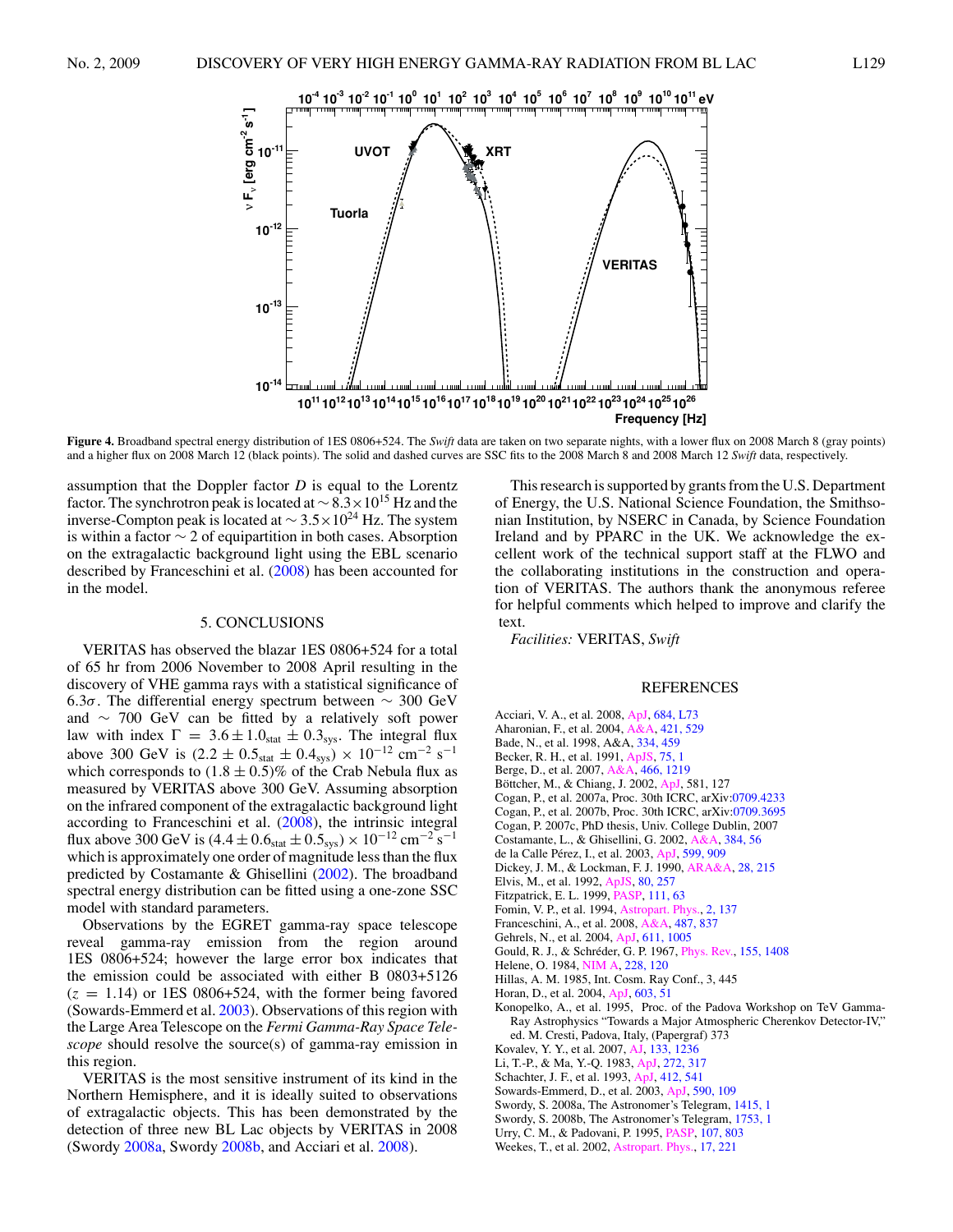10$^{-4}$ 10$^{-3}$ 10$^{-2}$ 10$^{-1}$ 10$^{0}$ 10$^{1}$ 10$^{2}$ 10$^{3}$ 10$^{4}$ 10$^{5}$ 10$^{6}$ 10$^{7}$ 10$^{8}$ 10$^{9}$ 10$^{10}$ 10$^{11}$ eV

$\nu F_\nu$ [erg cm$^{-2}$ s$^{-1}$]

10$^{-11}$

10$^{-12}$

10$^{-13}$

10$^{-14}$

UVOT

XRT

Tuorla

VERITAS

10$^{11}$ 10$^{12}$ 10$^{13}$ 10$^{14}$ 10$^{15}$ 10$^{16}$ 10$^{17}$ 10$^{18}$ 10$^{19}$ 10$^{20}$ 10$^{21}$ 10$^{22}$ 10$^{23}$ 10$^{24}$ 10$^{25}$ 10$^{26}$

Frequency [Hz]

**Figure 4.** Broadband spectral energy distribution of 1ES 0806+524. The *Swift* data are taken on two separate nights, with a lower flux on 2008 March 8 (gray points) and a higher flux on 2008 March 12 (black points). The solid and dashed curves are SSC fits to the 2008 March 8 and 2008 March 12 *Swift* data, respectively.

assumption that the Doppler factor $D$ is equal to the Lorentz factor. The synchrotron peak is located at $\sim 8.3 \times 10^{15}$ Hz and the inverse-Compton peak is located at $\sim 3.5 \times 10^{24}$ Hz. The system is within a factor $\sim 2$ of equipartition in both cases. Absorption on the extragalactic background light using the EBL scenario described by Franceschini et al. (2008) has been accounted for in the model.

## 5. CONCLUSIONS

VERITAS has observed the blazar 1ES 0806+524 for a total of 65 hr from 2006 November to 2008 April resulting in the discovery of VHE gamma rays with a statistical significance of 6.3$\sigma$. The differential energy spectrum between $\sim$ 300 GeV and $\sim$ 700 GeV can be fitted by a relatively soft power law with index $\Gamma = 3.6 \pm 1.0_{\rm stat} \pm 0.3_{\rm sys}$. The integral flux above 300 GeV is $(2.2 \pm 0.5_{\rm stat} \pm 0.4_{\rm sys}) \times 10^{-12}$ cm$^{-2}$ s$^{-1}$ which corresponds to $(1.8 \pm 0.5)$% of the Crab Nebula flux as measured by VERITAS above 300 GeV. Assuming absorption on the infrared component of the extragalactic background light according to Franceschini et al. (2008), the intrinsic integral flux above 300 GeV is $(4.4 \pm 0.6_{\rm stat} \pm 0.5_{\rm sys}) \times 10^{-12}$ cm$^{-2}$ s$^{-1}$ which is approximately one order of magnitude less than the flux predicted by Costamante & Ghisellini (2002). The broadband spectral energy distribution can be fitted using a one-zone SSC model with standard parameters.

Observations by the EGRET gamma-ray space telescope reveal gamma-ray emission from the region around 1ES 0806+524; however the large error box indicates that the emission could be associated with either B 0803+5126 ($z$ = 1.14) or 1ES 0806+524, with the former being favored (Sowards-Emmerd et al. 2003). Observations of this region with the Large Area Telescope on the *Fermi Gamma-Ray Space Telescope* should resolve the source(s) of gamma-ray emission in this region.

VERITAS is the most sensitive instrument of its kind in the Northern Hemisphere, and it is ideally suited to observations of extragalactic objects. This has been demonstrated by the detection of three new BL Lac objects by VERITAS in 2008 (Swordy 2008a, Swordy 2008b, and Acciari et al. 2008).

This research is supported by grants from the U.S. Department of Energy, the U.S. National Science Foundation, the Smithsonian Institution, by NSERC in Canada, by Science Foundation Ireland and by PPARC in the UK. We acknowledge the excellent work of the technical support staff at the FLWO and the collaborating institutions in the construction and operation of VERITAS. The authors thank the anonymous referee for helpful comments which helped to improve and clarify the text.

*Facilities:* VERITAS, *Swift*

## REFERENCES

Acciari, V. A., et al. 2008, ApJ, 684, L73
Aharonian, F., et al. 2004, A&A, 421, 529
Bade, N., et al. 1998, A&A, 334, 459
Becker, R. H., et al. 1991, ApJS, 75, 1
Berge, D., et al. 2007, A&A, 466, 1219
Böttcher, M., & Chiang, J. 2002, ApJ, 581, 127
Cogan, P., et al. 2007a, Proc. 30th ICRC, arXiv:0709.4233
Cogan, P., et al. 2007b, Proc. 30th ICRC, arXiv:0709.3695
Cogan, P. 2007c, PhD thesis, Univ. College Dublin, 2007
Costamante, L., & Ghisellini, G. 2002, A&A, 384, 56
de la Calle Pérez, I., et al. 2003, ApJ, 599, 909
Dickey, J. M., & Lockman, F. J. 1990, ARA&A, 28, 215
Elvis, M., et al. 1992, ApJS, 80, 257
Fitzpatrick, E. L. 1999, PASP, 111, 63
Fomin, V. P., et al. 1994, Astropart. Phys., 2, 137
Franceschini, A., et al. 2008, A&A, 487, 837
Gehrels, N., et al. 2004, ApJ, 611, 1005
Gould, R. J., & Schréder, G. P. 1967, Phys. Rev., 155, 1408
Helene, O. 1984, NIM A, 228, 120
Hillas, A. M. 1985, Int. Cosm. Ray Conf., 3, 445
Horan, D., et al. 2004, ApJ, 603, 51
Konopelko, A., et al. 1995, Proc. of the Padova Workshop on TeV Gamma-Ray Astrophysics "Towards a Major Atmospheric Cherenkov Detector-IV," ed. M. Cresti, Padova, Italy, (Papergraf) 373
Kovalev, Y. Y., et al. 2007, AJ, 133, 1236
Li, T.-P., & Ma, Y.-Q. 1983, ApJ, 272, 317
Schachter, J. F., et al. 1993, ApJ, 412, 541
Sowards-Emmerd, D., et al. 2003, ApJ, 590, 109
Swordy, S. 2008a, The Astronomer's Telegram, 1415, 1
Swordy, S. 2008b, The Astronomer's Telegram, 1753, 1
Urry, C. M., & Padovani, P. 1995, PASP, 107, 803
Weekes, T., et al. 2002, Astropart. Phys., 17, 221